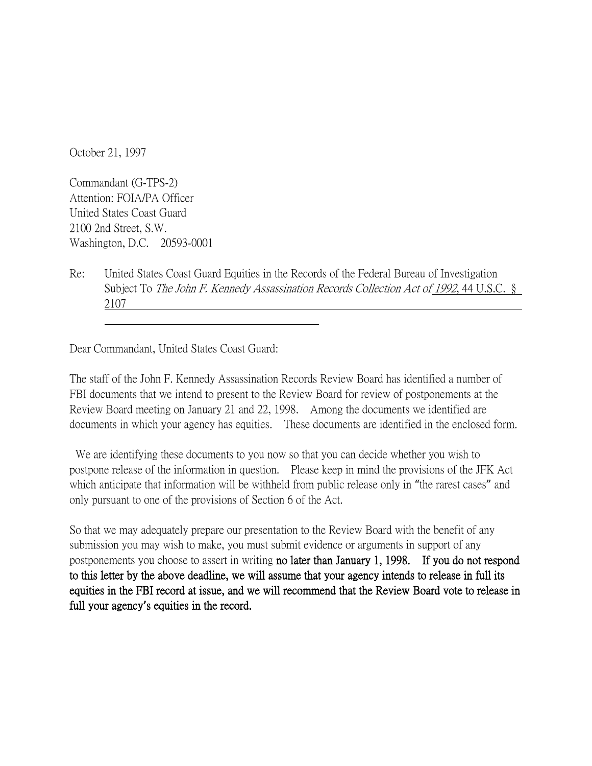October 21, 1997

Commandant (G-TPS-2)
Attention: FOIA/PA Officer
United States Coast Guard
2100 2nd Street, S.W.
Washington, D.C. 20593-0001

Re: United States Coast Guard Equities in the Records of the Federal Bureau of Investigation Subject To *The John F. Kennedy Assassination Records Collection Act of 1992*, 44 U.S.C. § 2107

Dear Commandant, United States Coast Guard:

The staff of the John F. Kennedy Assassination Records Review Board has identified a number of FBI documents that we intend to present to the Review Board for review of postponements at the Review Board meeting on January 21 and 22, 1998. Among the documents we identified are documents in which your agency has equities. These documents are identified in the enclosed form.

We are identifying these documents to you now so that you can decide whether you wish to postpone release of the information in question. Please keep in mind the provisions of the JFK Act which anticipate that information will be withheld from public release only in "the rarest cases" and only pursuant to one of the provisions of Section 6 of the Act.

So that we may adequately prepare our presentation to the Review Board with the benefit of any submission you may wish to make, you must submit evidence or arguments in support of any postponements you choose to assert in writing **no later than January 1, 1998. If you do not respond to this letter by the above deadline, we will assume that your agency intends to release in full its equities in the FBI record at issue, and we will recommend that the Review Board vote to release in full your agency's equities in the record.**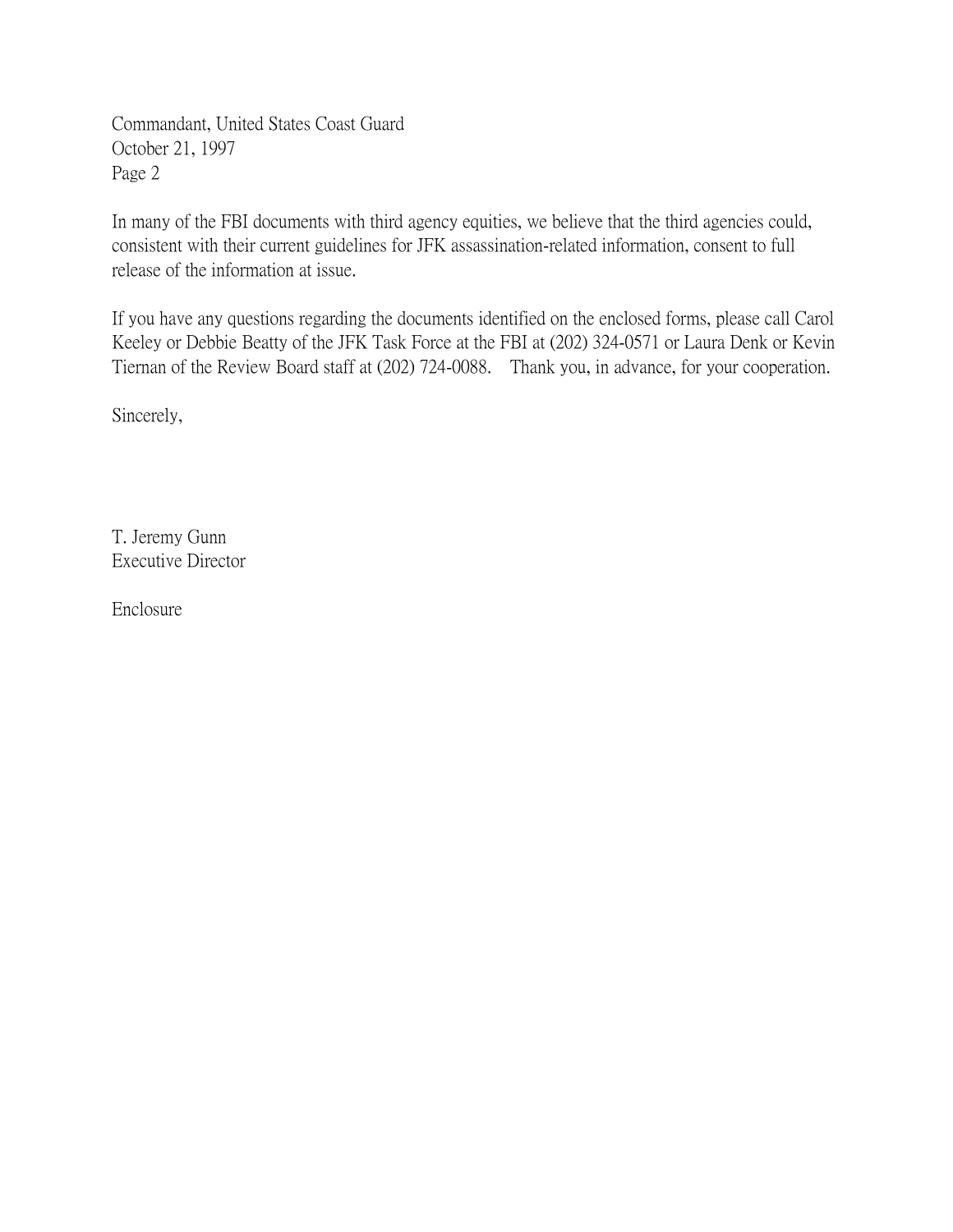Commandant, United States Coast Guard
October 21, 1997
Page 2

In many of the FBI documents with third agency equities, we believe that the third agencies could, consistent with their current guidelines for JFK assassination-related information, consent to full release of the information at issue.

If you have any questions regarding the documents identified on the enclosed forms, please call Carol Keeley or Debbie Beatty of the JFK Task Force at the FBI at (202) 324-0571 or Laura Denk or Kevin Tiernan of the Review Board staff at (202) 724-0088. Thank you, in advance, for your cooperation.

Sincerely,

T. Jeremy Gunn
Executive Director

Enclosure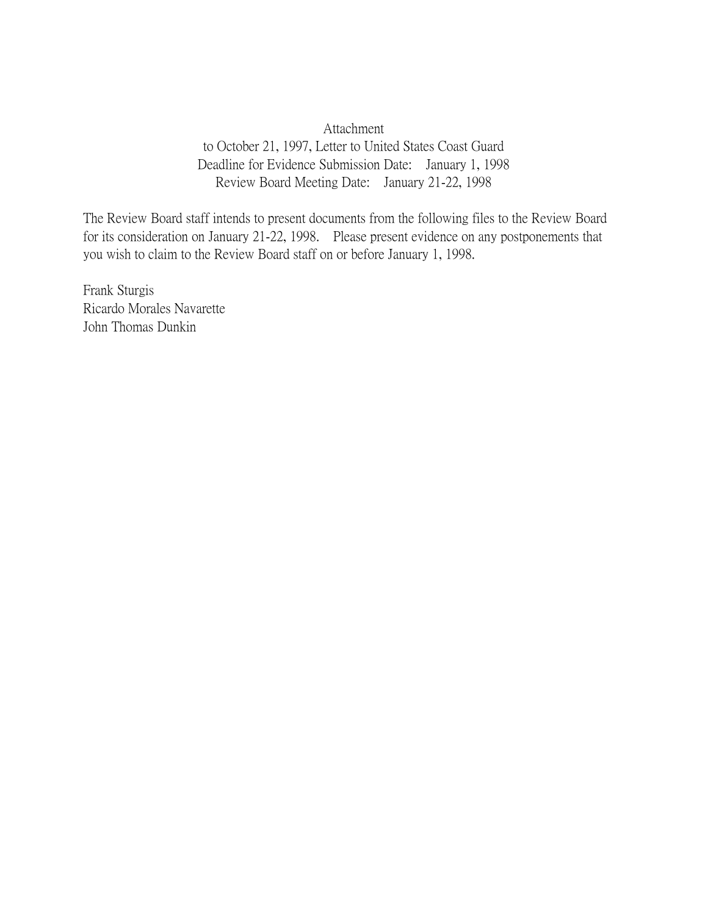Attachment
to October 21, 1997, Letter to United States Coast Guard
Deadline for Evidence Submission Date: January 1, 1998
Review Board Meeting Date: January 21-22, 1998

The Review Board staff intends to present documents from the following files to the Review Board for its consideration on January 21-22, 1998. Please present evidence on any postponements that you wish to claim to the Review Board staff on or before January 1, 1998.

Frank Sturgis
Ricardo Morales Navarette
John Thomas Dunkin